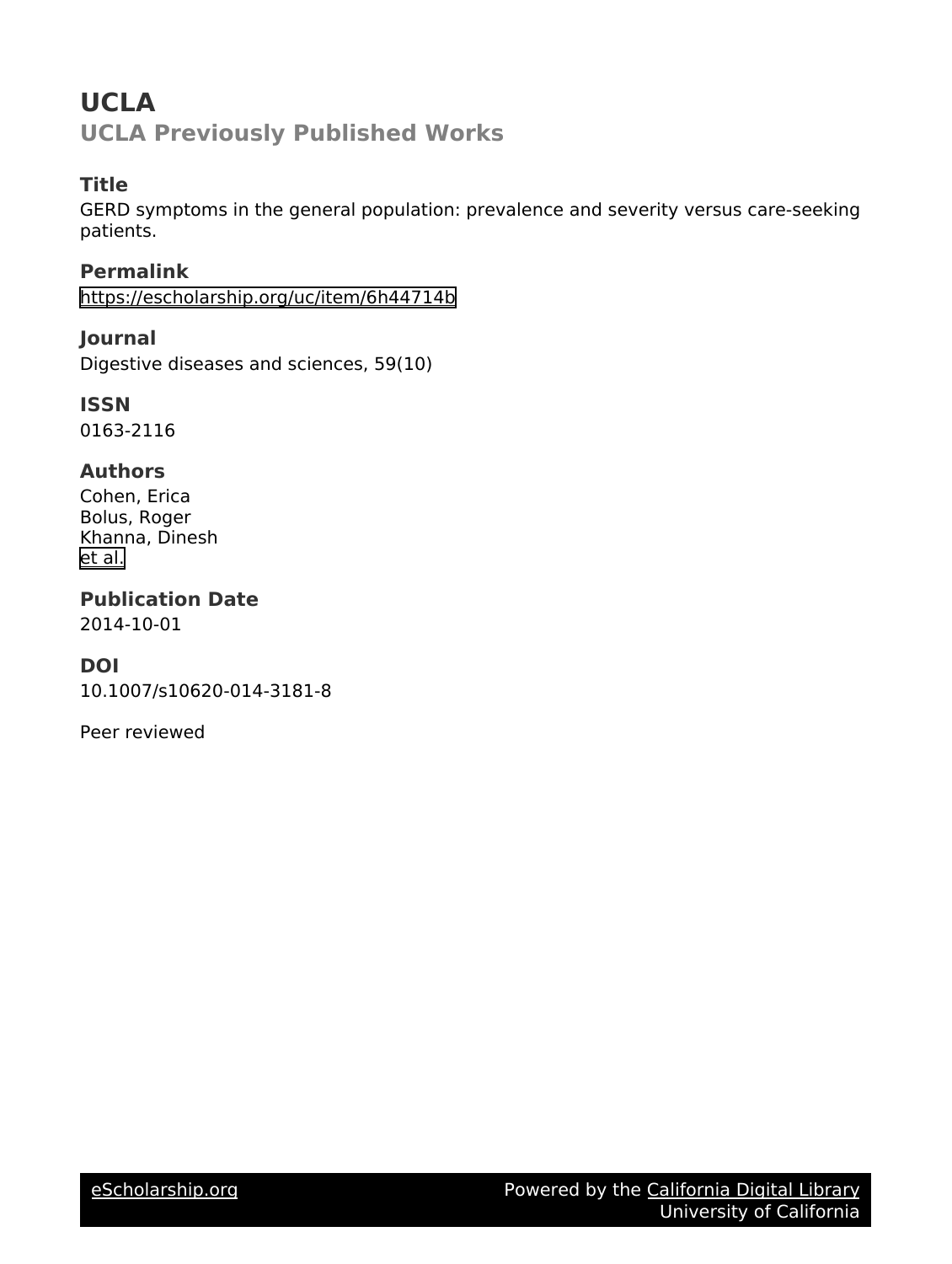# UCLA

## UCLA Previously Published Works

### Title

GERD symptoms in the general population: prevalence and severity versus care-seeking patients.

### Permalink

https://escholarship.org/uc/item/6h44714b

### Journal

Digestive diseases and sciences, 59(10)

### ISSN

0163-2116

### Authors

Cohen, Erica
Bolus, Roger
Khanna, Dinesh
et al.

### Publication Date

2014-10-01

### DOI

10.1007/s10620-014-3181-8

Peer reviewed

eScholarship.org Powered by the California Digital Library University of California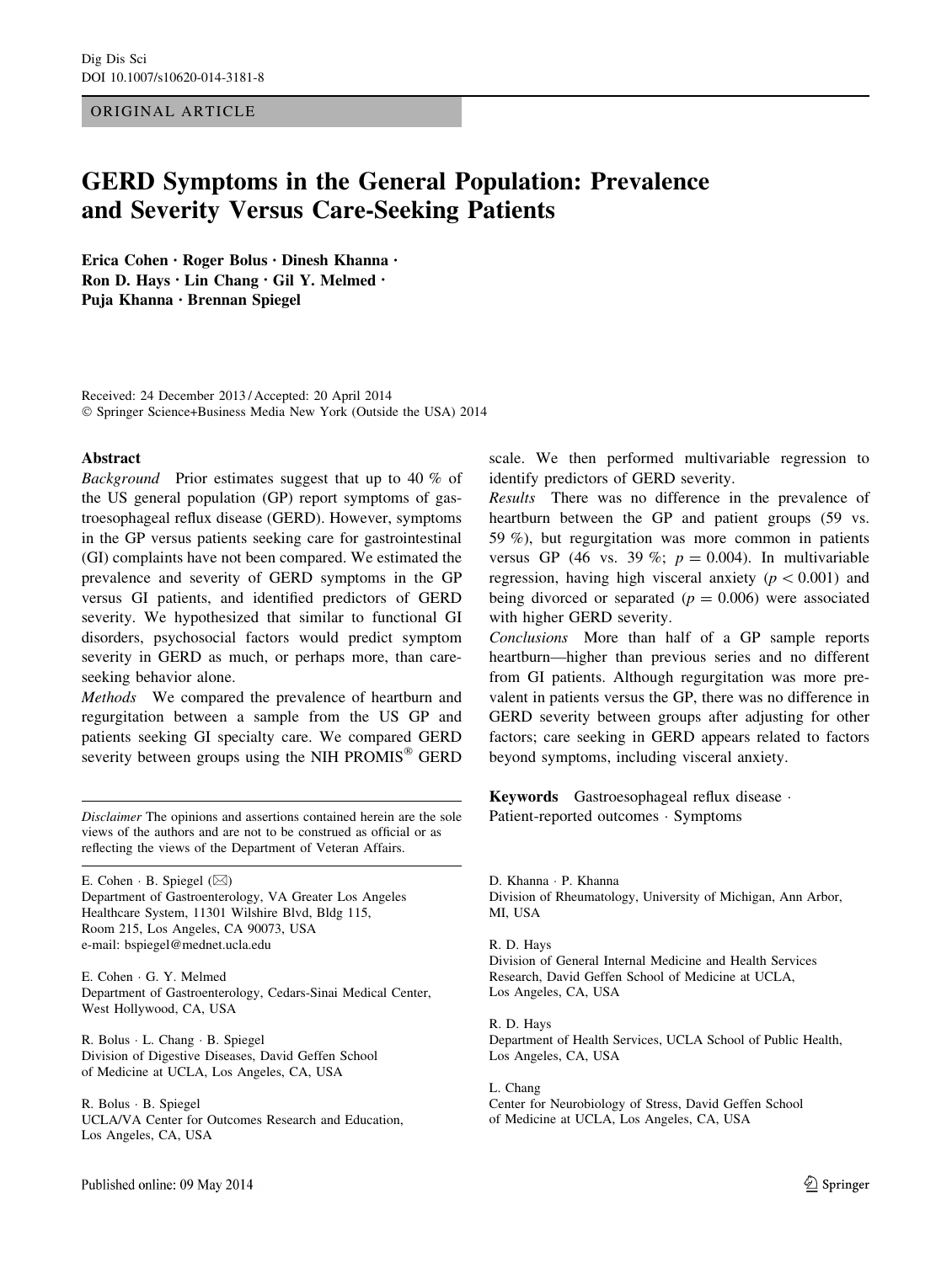ORIGINAL ARTICLE

# GERD Symptoms in the General Population: Prevalence and Severity Versus Care-Seeking Patients

Erica Cohen · Roger Bolus · Dinesh Khanna · Ron D. Hays · Lin Chang · Gil Y. Melmed · Puja Khanna · Brennan Spiegel

Received: 24 December 2013 / Accepted: 20 April 2014
© Springer Science+Business Media New York (Outside the USA) 2014

## Abstract

*Background* Prior estimates suggest that up to 40 % of the US general population (GP) report symptoms of gastroesophageal reflux disease (GERD). However, symptoms in the GP versus patients seeking care for gastrointestinal (GI) complaints have not been compared. We estimated the prevalence and severity of GERD symptoms in the GP versus GI patients, and identified predictors of GERD severity. We hypothesized that similar to functional GI disorders, psychosocial factors would predict symptom severity in GERD as much, or perhaps more, than care-seeking behavior alone.

*Methods* We compared the prevalence of heartburn and regurgitation between a sample from the US GP and patients seeking GI specialty care. We compared GERD severity between groups using the NIH PROMIS® GERD scale. We then performed multivariable regression to identify predictors of GERD severity.

*Results* There was no difference in the prevalence of heartburn between the GP and patient groups (59 vs. 59 %), but regurgitation was more common in patients versus GP (46 vs. 39 %; $p = 0.004$). In multivariable regression, having high visceral anxiety ($p < 0.001$) and being divorced or separated ($p = 0.006$) were associated with higher GERD severity.

*Conclusions* More than half of a GP sample reports heartburn—higher than previous series and no different from GI patients. Although regurgitation was more prevalent in patients versus the GP, there was no difference in GERD severity between groups after adjusting for other factors; care seeking in GERD appears related to factors beyond symptoms, including visceral anxiety.

**Keywords** Gastroesophageal reflux disease · Patient-reported outcomes · Symptoms

---

*Disclaimer* The opinions and assertions contained herein are the sole views of the authors and are not to be construed as official or as reflecting the views of the Department of Veteran Affairs.

E. Cohen · B. Spiegel (✉)
Department of Gastroenterology, VA Greater Los Angeles Healthcare System, 11301 Wilshire Blvd, Bldg 115, Room 215, Los Angeles, CA 90073, USA
e-mail: bspiegel@mednet.ucla.edu

E. Cohen · G. Y. Melmed
Department of Gastroenterology, Cedars-Sinai Medical Center, West Hollywood, CA, USA

R. Bolus · L. Chang · B. Spiegel
Division of Digestive Diseases, David Geffen School of Medicine at UCLA, Los Angeles, CA, USA

R. Bolus · B. Spiegel
UCLA/VA Center for Outcomes Research and Education, Los Angeles, CA, USA

D. Khanna · P. Khanna
Division of Rheumatology, University of Michigan, Ann Arbor, MI, USA

R. D. Hays
Division of General Internal Medicine and Health Services Research, David Geffen School of Medicine at UCLA, Los Angeles, CA, USA

R. D. Hays
Department of Health Services, UCLA School of Public Health, Los Angeles, CA, USA

L. Chang
Center for Neurobiology of Stress, David Geffen School of Medicine at UCLA, Los Angeles, CA, USA

Published online: 09 May 2014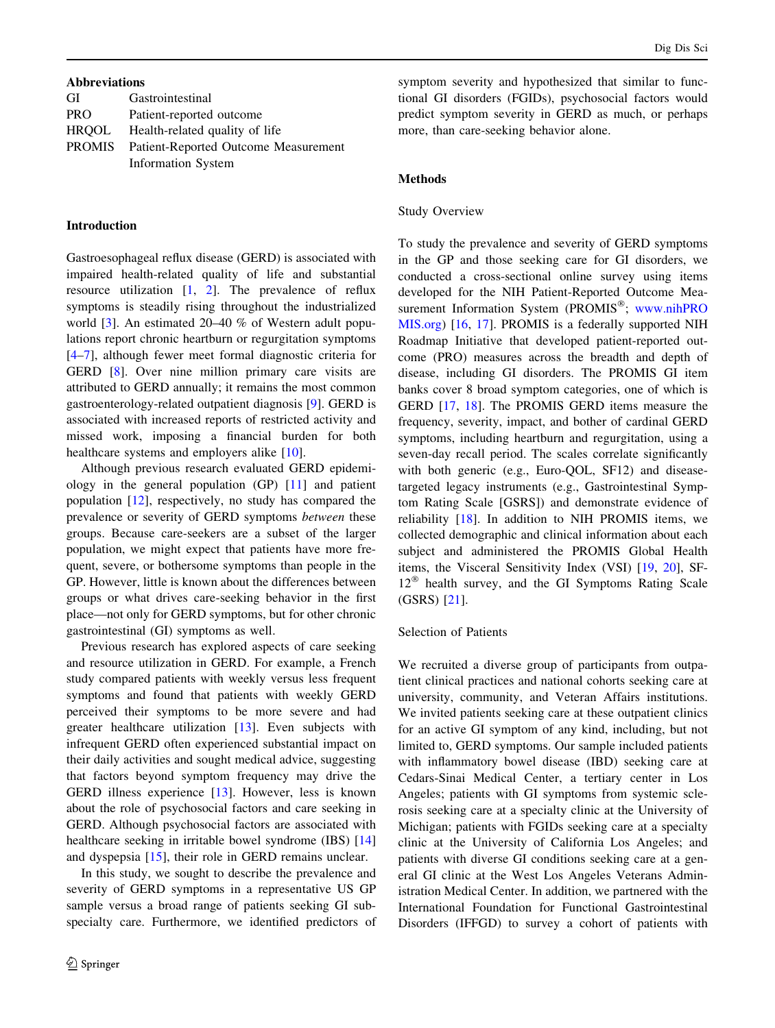**Abbreviations**

| | |
|---|---|
| GI | Gastrointestinal |
| PRO | Patient-reported outcome |
| HRQOL | Health-related quality of life |
| PROMIS | Patient-Reported Outcome Measurement Information System |

## Introduction

Gastroesophageal reflux disease (GERD) is associated with impaired health-related quality of life and substantial resource utilization [1, 2]. The prevalence of reflux symptoms is steadily rising throughout the industrialized world [3]. An estimated 20–40 % of Western adult populations report chronic heartburn or regurgitation symptoms [4–7], although fewer meet formal diagnostic criteria for GERD [8]. Over nine million primary care visits are attributed to GERD annually; it remains the most common gastroenterology-related outpatient diagnosis [9]. GERD is associated with increased reports of restricted activity and missed work, imposing a financial burden for both healthcare systems and employers alike [10].

Although previous research evaluated GERD epidemiology in the general population (GP) [11] and patient population [12], respectively, no study has compared the prevalence or severity of GERD symptoms *between* these groups. Because care-seekers are a subset of the larger population, we might expect that patients have more frequent, severe, or bothersome symptoms than people in the GP. However, little is known about the differences between groups or what drives care-seeking behavior in the first place—not only for GERD symptoms, but for other chronic gastrointestinal (GI) symptoms as well.

Previous research has explored aspects of care seeking and resource utilization in GERD. For example, a French study compared patients with weekly versus less frequent symptoms and found that patients with weekly GERD perceived their symptoms to be more severe and had greater healthcare utilization [13]. Even subjects with infrequent GERD often experienced substantial impact on their daily activities and sought medical advice, suggesting that factors beyond symptom frequency may drive the GERD illness experience [13]. However, less is known about the role of psychosocial factors and care seeking in GERD. Although psychosocial factors are associated with healthcare seeking in irritable bowel syndrome (IBS) [14] and dyspepsia [15], their role in GERD remains unclear.

In this study, we sought to describe the prevalence and severity of GERD symptoms in a representative US GP sample versus a broad range of patients seeking GI subspecialty care. Furthermore, we identified predictors of symptom severity and hypothesized that similar to functional GI disorders (FGIDs), psychosocial factors would predict symptom severity in GERD as much, or perhaps more, than care-seeking behavior alone.

## Methods

### Study Overview

To study the prevalence and severity of GERD symptoms in the GP and those seeking care for GI disorders, we conducted a cross-sectional online survey using items developed for the NIH Patient-Reported Outcome Measurement Information System (PROMIS®; www.nihPROMIS.org) [16, 17]. PROMIS is a federally supported NIH Roadmap Initiative that developed patient-reported outcome (PRO) measures across the breadth and depth of disease, including GI disorders. The PROMIS GI item banks cover 8 broad symptom categories, one of which is GERD [17, 18]. The PROMIS GERD items measure the frequency, severity, impact, and bother of cardinal GERD symptoms, including heartburn and regurgitation, using a seven-day recall period. The scales correlate significantly with both generic (e.g., Euro-QOL, SF12) and disease-targeted legacy instruments (e.g., Gastrointestinal Symptom Rating Scale [GSRS]) and demonstrate evidence of reliability [18]. In addition to NIH PROMIS items, we collected demographic and clinical information about each subject and administered the PROMIS Global Health items, the Visceral Sensitivity Index (VSI) [19, 20], SF-12® health survey, and the GI Symptoms Rating Scale (GSRS) [21].

### Selection of Patients

We recruited a diverse group of participants from outpatient clinical practices and national cohorts seeking care at university, community, and Veteran Affairs institutions. We invited patients seeking care at these outpatient clinics for an active GI symptom of any kind, including, but not limited to, GERD symptoms. Our sample included patients with inflammatory bowel disease (IBD) seeking care at Cedars-Sinai Medical Center, a tertiary center in Los Angeles; patients with GI symptoms from systemic sclerosis seeking care at a specialty clinic at the University of Michigan; patients with FGIDs seeking care at a specialty clinic at the University of California Los Angeles; and patients with diverse GI conditions seeking care at a general GI clinic at the West Los Angeles Veterans Administration Medical Center. In addition, we partnered with the International Foundation for Functional Gastrointestinal Disorders (IFFGD) to survey a cohort of patients with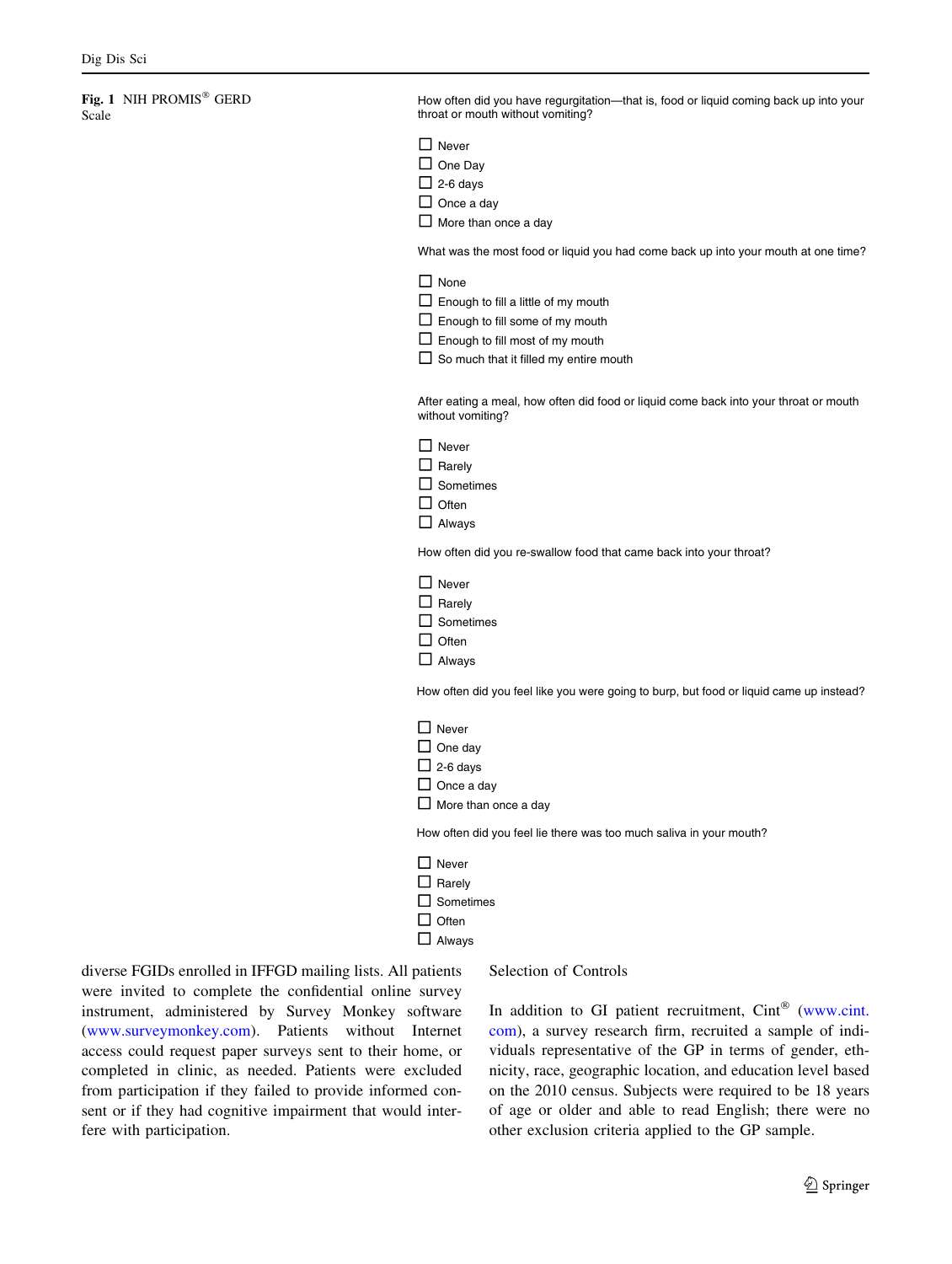**Fig. 1** NIH PROMIS® GERD Scale

How often did you have regurgitation—that is, food or liquid coming back up into your throat or mouth without vomiting?

- ☐ Never
- ☐ One Day
- ☐ 2-6 days
- ☐ Once a day
- ☐ More than once a day

What was the most food or liquid you had come back up into your mouth at one time?

- ☐ None
- ☐ Enough to fill a little of my mouth
- ☐ Enough to fill some of my mouth
- ☐ Enough to fill most of my mouth
- ☐ So much that it filled my entire mouth

After eating a meal, how often did food or liquid come back into your throat or mouth without vomiting?

- ☐ Never
- ☐ Rarely
- ☐ Sometimes
- ☐ Often
- ☐ Always

How often did you re-swallow food that came back into your throat?

- ☐ Never
- ☐ Rarely
- ☐ Sometimes
- ☐ Often
- ☐ Always

How often did you feel like you were going to burp, but food or liquid came up instead?

- ☐ Never
- ☐ One day
- ☐ 2-6 days
- ☐ Once a day
- ☐ More than once a day

How often did you feel lie there was too much saliva in your mouth?

- ☐ Never
- ☐ Rarely
- ☐ Sometimes
- ☐ Often
- ☐ Always

diverse FGIDs enrolled in IFFGD mailing lists. All patients were invited to complete the confidential online survey instrument, administered by Survey Monkey software (www.surveymonkey.com). Patients without Internet access could request paper surveys sent to their home, or completed in clinic, as needed. Patients were excluded from participation if they failed to provide informed consent or if they had cognitive impairment that would interfere with participation.

## Selection of Controls

In addition to GI patient recruitment, Cint® (www.cint.com), a survey research firm, recruited a sample of individuals representative of the GP in terms of gender, ethnicity, race, geographic location, and education level based on the 2010 census. Subjects were required to be 18 years of age or older and able to read English; there were no other exclusion criteria applied to the GP sample.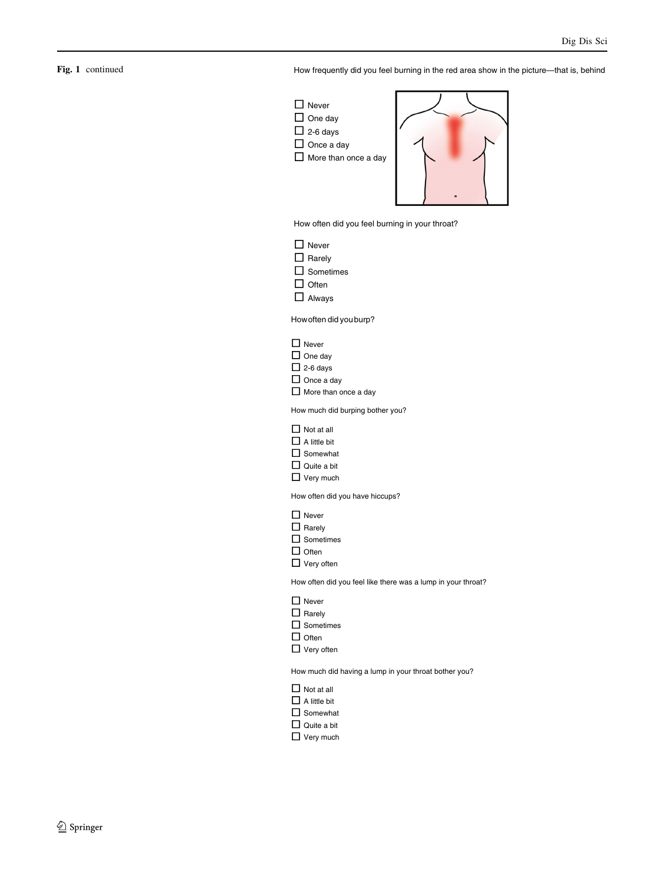**Fig. 1** continued

How frequently did you feel burning in the red area show in the picture—that is, behind

- ☐ Never
- ☐ One day
- ☐ 2-6 days
- ☐ Once a day
- ☐ More than once a day

How often did you feel burning in your throat?

- ☐ Never
- ☐ Rarely
- ☐ Sometimes
- ☐ Often
- ☐ Always

How often did you burp?

- ☐ Never
- ☐ One day
- ☐ 2-6 days
- ☐ Once a day
- ☐ More than once a day

How much did burping bother you?

- ☐ Not at all
- ☐ A little bit
- ☐ Somewhat
- ☐ Quite a bit
- ☐ Very much

How often did you have hiccups?

- ☐ Never
- ☐ Rarely
- ☐ Sometimes
- ☐ Often
- ☐ Very often

How often did you feel like there was a lump in your throat?

- ☐ Never
- ☐ Rarely
- ☐ Sometimes
- ☐ Often
- ☐ Very often

How much did having a lump in your throat bother you?

- ☐ Not at all
- ☐ A little bit
- ☐ Somewhat
- ☐ Quite a bit
- ☐ Very much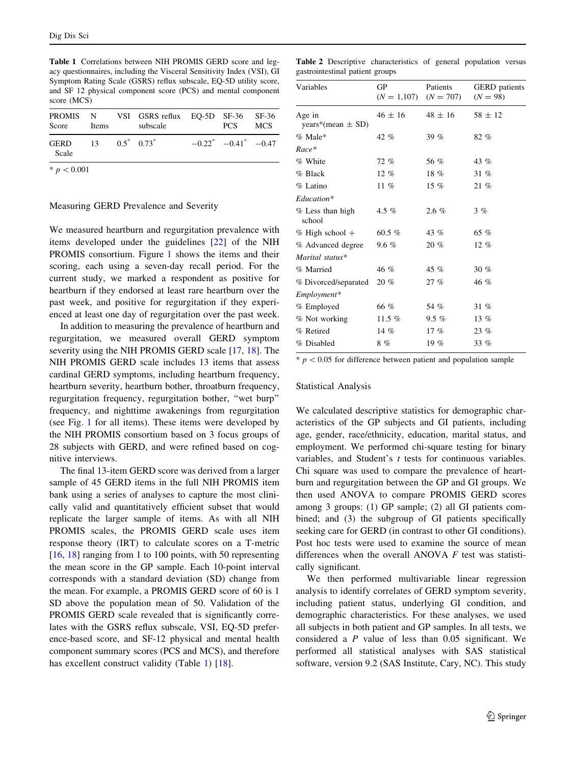**Table 1** Correlations between NIH PROMIS GERD score and legacy questionnaires, including the Visceral Sensitivity Index (VSI), GI Symptom Rating Scale (GSRS) reflux subscale, EQ-5D utility score, and SF 12 physical component score (PCS) and mental component score (MCS)

| PROMIS Score | N Items | VSI | GSRS reflux subscale | EQ-5D | SF-36 PCS | SF-36 MCS |
|---|---|---|---|---|---|---|
| GERD Scale | 13 | 0.5* | 0.73* | −0.22* | −0.41* | −0.47 |

* $p < 0.001$

### Measuring GERD Prevalence and Severity

We measured heartburn and regurgitation prevalence with items developed under the guidelines [22] of the NIH PROMIS consortium. Figure 1 shows the items and their scoring, each using a seven-day recall period. For the current study, we marked a respondent as positive for heartburn if they endorsed at least rare heartburn over the past week, and positive for regurgitation if they experienced at least one day of regurgitation over the past week.

In addition to measuring the prevalence of heartburn and regurgitation, we measured overall GERD symptom severity using the NIH PROMIS GERD scale [17, 18]. The NIH PROMIS GERD scale includes 13 items that assess cardinal GERD symptoms, including heartburn frequency, heartburn severity, heartburn bother, throatburn frequency, regurgitation frequency, regurgitation bother, "wet burp" frequency, and nighttime awakenings from regurgitation (see Fig. 1 for all items). These items were developed by the NIH PROMIS consortium based on 3 focus groups of 28 subjects with GERD, and were refined based on cognitive interviews.

The final 13-item GERD score was derived from a larger sample of 45 GERD items in the full NIH PROMIS item bank using a series of analyses to capture the most clinically valid and quantitatively efficient subset that would replicate the larger sample of items. As with all NIH PROMIS scales, the PROMIS GERD scale uses item response theory (IRT) to calculate scores on a T-metric [16, 18] ranging from 1 to 100 points, with 50 representing the mean score in the GP sample. Each 10-point interval corresponds with a standard deviation (SD) change from the mean. For example, a PROMIS GERD score of 60 is 1 SD above the population mean of 50. Validation of the PROMIS GERD scale revealed that is significantly correlates with the GSRS reflux subscale, VSI, EQ-5D preference-based score, and SF-12 physical and mental health component summary scores (PCS and MCS), and therefore has excellent construct validity (Table 1) [18].

**Table 2** Descriptive characteristics of general population versus gastrointestinal patient groups

| Variables | GP ($N = 1{,}107$) | Patients ($N = 707$) | GERD patients ($N = 98$) |
|---|---|---|---|
| Age in years*(mean ± SD) | 46 ± 16 | 48 ± 16 | 58 ± 12 |
| % Male* | 42 % | 39 % | 82 % |
| *Race** | | | |
| % White | 72 % | 56 % | 43 % |
| % Black | 12 % | 18 % | 31 % |
| % Latino | 11 % | 15 % | 21 % |
| *Education** | | | |
| % Less than high school | 4.5 % | 2.6 % | 3 % |
| % High school + | 60.5 % | 43 % | 65 % |
| % Advanced degree | 9.6 % | 20 % | 12 % |
| *Marital status** | | | |
| % Married | 46 % | 45 % | 30 % |
| % Divorced/separated | 20 % | 27 % | 46 % |
| *Employment** | | | |
| % Employed | 66 % | 54 % | 31 % |
| % Not working | 11.5 % | 9.5 % | 13 % |
| % Retired | 14 % | 17 % | 23 % |
| % Disabled | 8 % | 19 % | 33 % |

* $p < 0.05$ for difference between patient and population sample

### Statistical Analysis

We calculated descriptive statistics for demographic characteristics of the GP subjects and GI patients, including age, gender, race/ethnicity, education, marital status, and employment. We performed chi-square testing for binary variables, and Student's *t* tests for continuous variables. Chi square was used to compare the prevalence of heartburn and regurgitation between the GP and GI groups. We then used ANOVA to compare PROMIS GERD scores among 3 groups: (1) GP sample; (2) all GI patients combined; and (3) the subgroup of GI patients specifically seeking care for GERD (in contrast to other GI conditions). Post hoc tests were used to examine the source of mean differences when the overall ANOVA *F* test was statistically significant.

We then performed multivariable linear regression analysis to identify correlates of GERD symptom severity, including patient status, underlying GI condition, and demographic characteristics. For these analyses, we used all subjects in both patient and GP samples. In all tests, we considered a *P* value of less than 0.05 significant. We performed all statistical analyses with SAS statistical software, version 9.2 (SAS Institute, Cary, NC). This study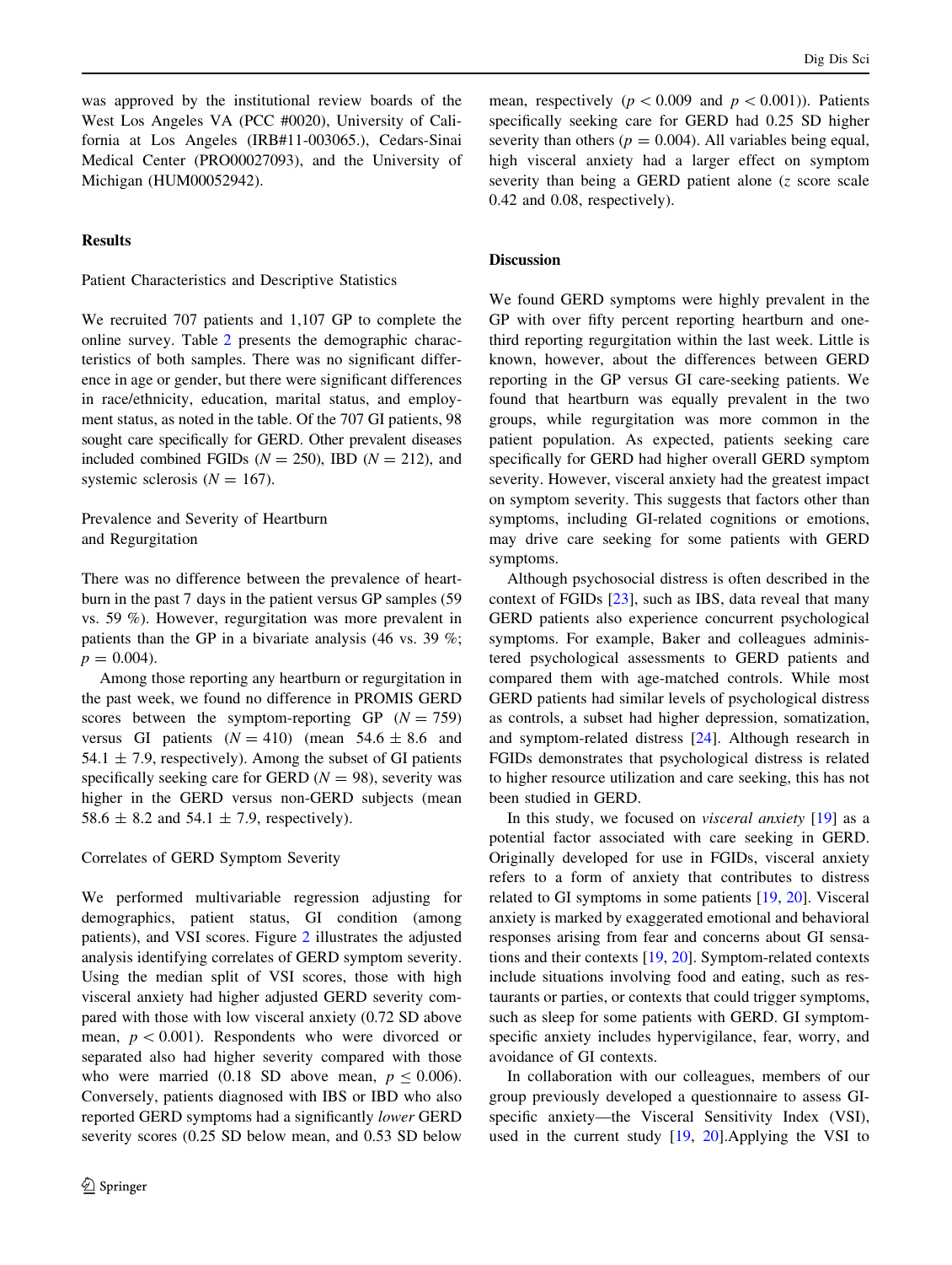was approved by the institutional review boards of the West Los Angeles VA (PCC #0020), University of California at Los Angeles (IRB#11-003065.), Cedars-Sinai Medical Center (PRO00027093), and the University of Michigan (HUM00052942).

## Results

### Patient Characteristics and Descriptive Statistics

We recruited 707 patients and 1,107 GP to complete the online survey. Table 2 presents the demographic characteristics of both samples. There was no significant difference in age or gender, but there were significant differences in race/ethnicity, education, marital status, and employment status, as noted in the table. Of the 707 GI patients, 98 sought care specifically for GERD. Other prevalent diseases included combined FGIDs ($N = 250$), IBD ($N = 212$), and systemic sclerosis ($N = 167$).

### Prevalence and Severity of Heartburn and Regurgitation

There was no difference between the prevalence of heartburn in the past 7 days in the patient versus GP samples (59 vs. 59 %). However, regurgitation was more prevalent in patients than the GP in a bivariate analysis (46 vs. 39 %; $p = 0.004$).

Among those reporting any heartburn or regurgitation in the past week, we found no difference in PROMIS GERD scores between the symptom-reporting GP ($N = 759$) versus GI patients ($N = 410$) (mean $54.6 \pm 8.6$ and $54.1 \pm 7.9$, respectively). Among the subset of GI patients specifically seeking care for GERD ($N = 98$), severity was higher in the GERD versus non-GERD subjects (mean $58.6 \pm 8.2$ and $54.1 \pm 7.9$, respectively).

### Correlates of GERD Symptom Severity

We performed multivariable regression adjusting for demographics, patient status, GI condition (among patients), and VSI scores. Figure 2 illustrates the adjusted analysis identifying correlates of GERD symptom severity. Using the median split of VSI scores, those with high visceral anxiety had higher adjusted GERD severity compared with those with low visceral anxiety (0.72 SD above mean, $p < 0.001$). Respondents who were divorced or separated also had higher severity compared with those who were married (0.18 SD above mean, $p \leq 0.006$). Conversely, patients diagnosed with IBS or IBD who also reported GERD symptoms had a significantly *lower* GERD severity scores (0.25 SD below mean, and 0.53 SD below mean, respectively ($p < 0.009$ and $p < 0.001$)). Patients specifically seeking care for GERD had 0.25 SD higher severity than others ($p = 0.004$). All variables being equal, high visceral anxiety had a larger effect on symptom severity than being a GERD patient alone ($z$ score scale 0.42 and 0.08, respectively).

## Discussion

We found GERD symptoms were highly prevalent in the GP with over fifty percent reporting heartburn and one-third reporting regurgitation within the last week. Little is known, however, about the differences between GERD reporting in the GP versus GI care-seeking patients. We found that heartburn was equally prevalent in the two groups, while regurgitation was more common in the patient population. As expected, patients seeking care specifically for GERD had higher overall GERD symptom severity. However, visceral anxiety had the greatest impact on symptom severity. This suggests that factors other than symptoms, including GI-related cognitions or emotions, may drive care seeking for some patients with GERD symptoms.

Although psychosocial distress is often described in the context of FGIDs [23], such as IBS, data reveal that many GERD patients also experience concurrent psychological symptoms. For example, Baker and colleagues administered psychological assessments to GERD patients and compared them with age-matched controls. While most GERD patients had similar levels of psychological distress as controls, a subset had higher depression, somatization, and symptom-related distress [24]. Although research in FGIDs demonstrates that psychological distress is related to higher resource utilization and care seeking, this has not been studied in GERD.

In this study, we focused on *visceral anxiety* [19] as a potential factor associated with care seeking in GERD. Originally developed for use in FGIDs, visceral anxiety refers to a form of anxiety that contributes to distress related to GI symptoms in some patients [19, 20]. Visceral anxiety is marked by exaggerated emotional and behavioral responses arising from fear and concerns about GI sensations and their contexts [19, 20]. Symptom-related contexts include situations involving food and eating, such as restaurants or parties, or contexts that could trigger symptoms, such as sleep for some patients with GERD. GI symptom-specific anxiety includes hypervigilance, fear, worry, and avoidance of GI contexts.

In collaboration with our colleagues, members of our group previously developed a questionnaire to assess GI-specific anxiety—the Visceral Sensitivity Index (VSI), used in the current study [19, 20].Applying the VSI to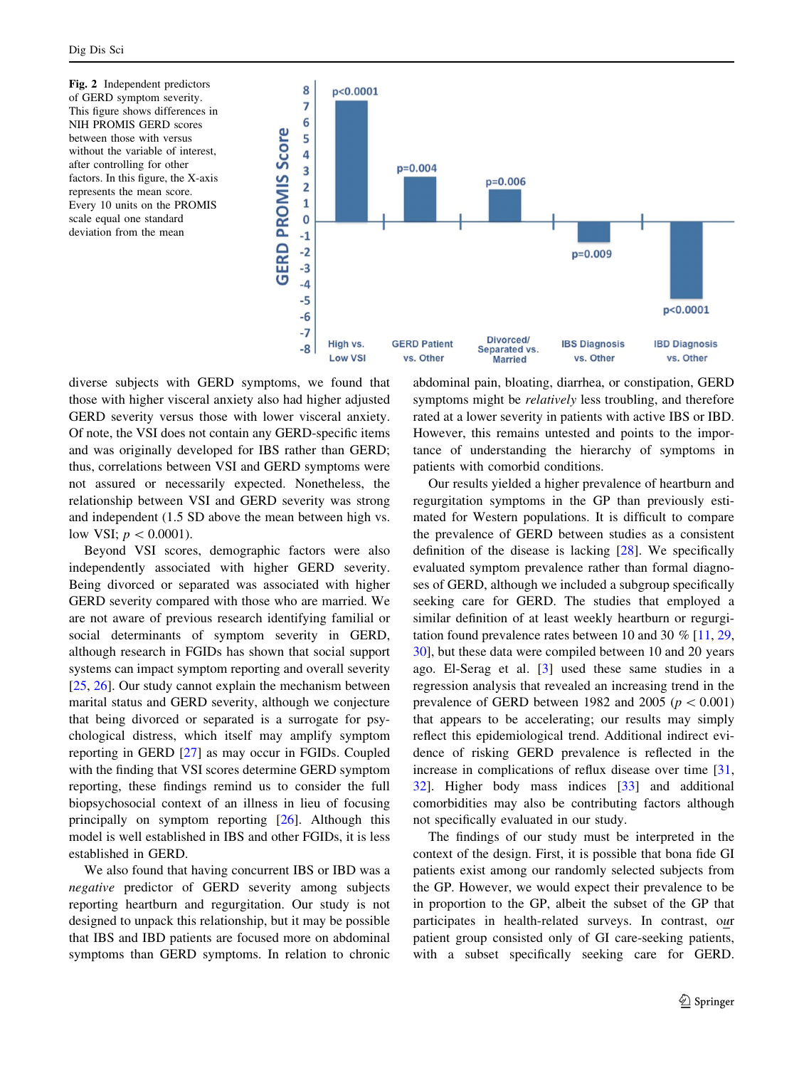**Fig. 2** Independent predictors of GERD symptom severity. This figure shows differences in NIH PROMIS GERD scores between those with versus without the variable of interest, after controlling for other factors. In this figure, the X-axis represents the mean score. Every 10 units on the PROMIS scale equal one standard deviation from the mean

diverse subjects with GERD symptoms, we found that those with higher visceral anxiety also had higher adjusted GERD severity versus those with lower visceral anxiety. Of note, the VSI does not contain any GERD-specific items and was originally developed for IBS rather than GERD; thus, correlations between VSI and GERD symptoms were not assured or necessarily expected. Nonetheless, the relationship between VSI and GERD severity was strong and independent (1.5 SD above the mean between high vs. low VSI; $p < 0.0001$).

Beyond VSI scores, demographic factors were also independently associated with higher GERD severity. Being divorced or separated was associated with higher GERD severity compared with those who are married. We are not aware of previous research identifying familial or social determinants of symptom severity in GERD, although research in FGIDs has shown that social support systems can impact symptom reporting and overall severity [25, 26]. Our study cannot explain the mechanism between marital status and GERD severity, although we conjecture that being divorced or separated is a surrogate for psychological distress, which itself may amplify symptom reporting in GERD [27] as may occur in FGIDs. Coupled with the finding that VSI scores determine GERD symptom reporting, these findings remind us to consider the full biopsychosocial context of an illness in lieu of focusing principally on symptom reporting [26]. Although this model is well established in IBS and other FGIDs, it is less established in GERD.

We also found that having concurrent IBS or IBD was a *negative* predictor of GERD severity among subjects reporting heartburn and regurgitation. Our study is not designed to unpack this relationship, but it may be possible that IBS and IBD patients are focused more on abdominal symptoms than GERD symptoms. In relation to chronic abdominal pain, bloating, diarrhea, or constipation, GERD symptoms might be *relatively* less troubling, and therefore rated at a lower severity in patients with active IBS or IBD. However, this remains untested and points to the importance of understanding the hierarchy of symptoms in patients with comorbid conditions.

Our results yielded a higher prevalence of heartburn and regurgitation symptoms in the GP than previously estimated for Western populations. It is difficult to compare the prevalence of GERD between studies as a consistent definition of the disease is lacking [28]. We specifically evaluated symptom prevalence rather than formal diagnoses of GERD, although we included a subgroup specifically seeking care for GERD. The studies that employed a similar definition of at least weekly heartburn or regurgitation found prevalence rates between 10 and 30 % [11, 29, 30], but these data were compiled between 10 and 20 years ago. El-Serag et al. [3] used these same studies in a regression analysis that revealed an increasing trend in the prevalence of GERD between 1982 and 2005 ($p < 0.001$) that appears to be accelerating; our results may simply reflect this epidemiological trend. Additional indirect evidence of risking GERD prevalence is reflected in the increase in complications of reflux disease over time [31, 32]. Higher body mass indices [33] and additional comorbidities may also be contributing factors although not specifically evaluated in our study.

The findings of our study must be interpreted in the context of the design. First, it is possible that bona fide GI patients exist among our randomly selected subjects from the GP. However, we would expect their prevalence to be in proportion to the GP, albeit the subset of the GP that participates in health-related surveys. In contrast, our patient group consisted only of GI care-seeking patients, with a subset specifically seeking care for GERD.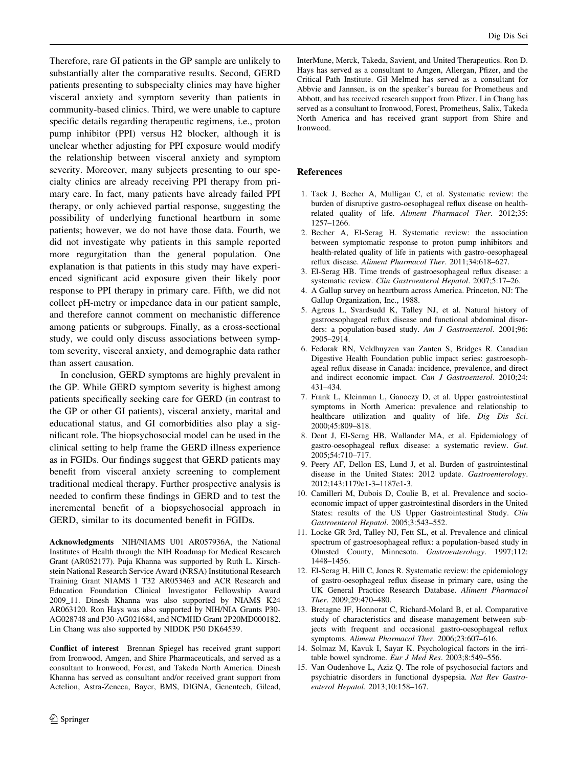Therefore, rare GI patients in the GP sample are unlikely to substantially alter the comparative results. Second, GERD patients presenting to subspecialty clinics may have higher visceral anxiety and symptom severity than patients in community-based clinics. Third, we were unable to capture specific details regarding therapeutic regimens, i.e., proton pump inhibitor (PPI) versus H2 blocker, although it is unclear whether adjusting for PPI exposure would modify the relationship between visceral anxiety and symptom severity. Moreover, many subjects presenting to our specialty clinics are already receiving PPI therapy from primary care. In fact, many patients have already failed PPI therapy, or only achieved partial response, suggesting the possibility of underlying functional heartburn in some patients; however, we do not have those data. Fourth, we did not investigate why patients in this sample reported more regurgitation than the general population. One explanation is that patients in this study may have experienced significant acid exposure given their likely poor response to PPI therapy in primary care. Fifth, we did not collect pH-metry or impedance data in our patient sample, and therefore cannot comment on mechanistic difference among patients or subgroups. Finally, as a cross-sectional study, we could only discuss associations between symptom severity, visceral anxiety, and demographic data rather than assert causation.

In conclusion, GERD symptoms are highly prevalent in the GP. While GERD symptom severity is highest among patients specifically seeking care for GERD (in contrast to the GP or other GI patients), visceral anxiety, marital and educational status, and GI comorbidities also play a significant role. The biopsychosocial model can be used in the clinical setting to help frame the GERD illness experience as in FGIDs. Our findings suggest that GERD patients may benefit from visceral anxiety screening to complement traditional medical therapy. Further prospective analysis is needed to confirm these findings in GERD and to test the incremental benefit of a biopsychosocial approach in GERD, similar to its documented benefit in FGIDs.

**Acknowledgments** NIH/NIAMS U01 AR057936A, the National Institutes of Health through the NIH Roadmap for Medical Research Grant (AR052177). Puja Khanna was supported by Ruth L. Kirschstein National Research Service Award (NRSA) Institutional Research Training Grant NIAMS 1 T32 AR053463 and ACR Research and Education Foundation Clinical Investigator Fellowship Award 2009_11. Dinesh Khanna was also supported by NIAMS K24 AR063120. Ron Hays was also supported by NIH/NIA Grants P30-AG028748 and P30-AG021684, and NCMHD Grant 2P20MD000182. Lin Chang was also supported by NIDDK P50 DK64539.

**Conflict of interest** Brennan Spiegel has received grant support from Ironwood, Amgen, and Shire Pharmaceuticals, and served as a consultant to Ironwood, Forest, and Takeda North America. Dinesh Khanna has served as consultant and/or received grant support from Actelion, Astra-Zeneca, Bayer, BMS, DIGNA, Genentech, Gilead, InterMune, Merck, Takeda, Savient, and United Therapeutics. Ron D. Hays has served as a consultant to Amgen, Allergan, Pfizer, and the Critical Path Institute. Gil Melmed has served as a consultant for Abbvie and Jannsen, is on the speaker's bureau for Prometheus and Abbott, and has received research support from Pfizer. Lin Chang has served as a consultant to Ironwood, Forest, Prometheus, Salix, Takeda North America and has received grant support from Shire and Ironwood.

## References

1. Tack J, Becher A, Mulligan C, et al. Systematic review: the burden of disruptive gastro-oesophageal reflux disease on health-related quality of life. *Aliment Pharmacol Ther*. 2012;35: 1257–1266.
2. Becher A, El-Serag H. Systematic review: the association between symptomatic response to proton pump inhibitors and health-related quality of life in patients with gastro-oesophageal reflux disease. *Aliment Pharmacol Ther*. 2011;34:618–627.
3. El-Serag HB. Time trends of gastroesophageal reflux disease: a systematic review. *Clin Gastroenterol Hepatol*. 2007;5:17–26.
4. A Gallup survey on heartburn across America. Princeton, NJ: The Gallup Organization, Inc., 1988.
5. Agreus L, Svardsudd K, Talley NJ, et al. Natural history of gastroesophageal reflux disease and functional abdominal disorders: a population-based study. *Am J Gastroenterol*. 2001;96: 2905–2914.
6. Fedorak RN, Veldhuyzen van Zanten S, Bridges R. Canadian Digestive Health Foundation public impact series: gastroesophageal reflux disease in Canada: incidence, prevalence, and direct and indirect economic impact. *Can J Gastroenterol*. 2010;24: 431–434.
7. Frank L, Kleinman L, Ganoczy D, et al. Upper gastrointestinal symptoms in North America: prevalence and relationship to healthcare utilization and quality of life. *Dig Dis Sci*. 2000;45:809–818.
8. Dent J, El-Serag HB, Wallander MA, et al. Epidemiology of gastro-oesophageal reflux disease: a systematic review. *Gut*. 2005;54:710–717.
9. Peery AF, Dellon ES, Lund J, et al. Burden of gastrointestinal disease in the United States: 2012 update. *Gastroenterology*. 2012;143:1179e1-3–1187e1-3.
10. Camilleri M, Dubois D, Coulie B, et al. Prevalence and socioeconomic impact of upper gastrointestinal disorders in the United States: results of the US Upper Gastrointestinal Study. *Clin Gastroenterol Hepatol*. 2005;3:543–552.
11. Locke GR 3rd, Talley NJ, Fett SL, et al. Prevalence and clinical spectrum of gastroesophageal reflux: a population-based study in Olmsted County, Minnesota. *Gastroenterology*. 1997;112: 1448–1456.
12. El-Serag H, Hill C, Jones R. Systematic review: the epidemiology of gastro-oesophageal reflux disease in primary care, using the UK General Practice Research Database. *Aliment Pharmacol Ther*. 2009;29:470–480.
13. Bretagne JF, Honnorat C, Richard-Molard B, et al. Comparative study of characteristics and disease management between subjects with frequent and occasional gastro-oesophageal reflux symptoms. *Aliment Pharmacol Ther*. 2006;23:607–616.
14. Solmaz M, Kavuk I, Sayar K. Psychological factors in the irritable bowel syndrome. *Eur J Med Res*. 2003;8:549–556.
15. Van Oudenhove L, Aziz Q. The role of psychosocial factors and psychiatric disorders in functional dyspepsia. *Nat Rev Gastroenterol Hepatol*. 2013;10:158–167.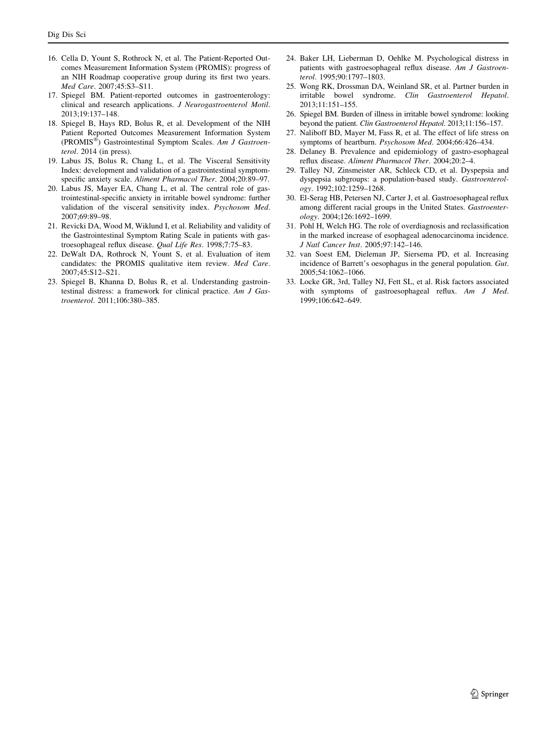16. Cella D, Yount S, Rothrock N, et al. The Patient-Reported Outcomes Measurement Information System (PROMIS): progress of an NIH Roadmap cooperative group during its first two years. *Med Care*. 2007;45:S3–S11.
17. Spiegel BM. Patient-reported outcomes in gastroenterology: clinical and research applications. *J Neurogastroenterol Motil*. 2013;19:137–148.
18. Spiegel B, Hays RD, Bolus R, et al. Development of the NIH Patient Reported Outcomes Measurement Information System (PROMIS®) Gastrointestinal Symptom Scales. *Am J Gastroenterol*. 2014 (in press).
19. Labus JS, Bolus R, Chang L, et al. The Visceral Sensitivity Index: development and validation of a gastrointestinal symptom-specific anxiety scale. *Aliment Pharmacol Ther*. 2004;20:89–97.
20. Labus JS, Mayer EA, Chang L, et al. The central role of gastrointestinal-specific anxiety in irritable bowel syndrome: further validation of the visceral sensitivity index. *Psychosom Med*. 2007;69:89–98.
21. Revicki DA, Wood M, Wiklund I, et al. Reliability and validity of the Gastrointestinal Symptom Rating Scale in patients with gastroesophageal reflux disease. *Qual Life Res*. 1998;7:75–83.
22. DeWalt DA, Rothrock N, Yount S, et al. Evaluation of item candidates: the PROMIS qualitative item review. *Med Care*. 2007;45:S12–S21.
23. Spiegel B, Khanna D, Bolus R, et al. Understanding gastrointestinal distress: a framework for clinical practice. *Am J Gastroenterol*. 2011;106:380–385.
24. Baker LH, Lieberman D, Oehlke M. Psychological distress in patients with gastroesophageal reflux disease. *Am J Gastroenterol*. 1995;90:1797–1803.
25. Wong RK, Drossman DA, Weinland SR, et al. Partner burden in irritable bowel syndrome. *Clin Gastroenterol Hepatol*. 2013;11:151–155.
26. Spiegel BM. Burden of illness in irritable bowel syndrome: looking beyond the patient. *Clin Gastroenterol Hepatol*. 2013;11:156–157.
27. Naliboff BD, Mayer M, Fass R, et al. The effect of life stress on symptoms of heartburn. *Psychosom Med*. 2004;66:426–434.
28. Delaney B. Prevalence and epidemiology of gastro-esophageal reflux disease. *Aliment Pharmacol Ther*. 2004;20:2–4.
29. Talley NJ, Zinsmeister AR, Schleck CD, et al. Dyspepsia and dyspepsia subgroups: a population-based study. *Gastroenterology*. 1992;102:1259–1268.
30. El-Serag HB, Petersen NJ, Carter J, et al. Gastroesophageal reflux among different racial groups in the United States. *Gastroenterology*. 2004;126:1692–1699.
31. Pohl H, Welch HG. The role of overdiagnosis and reclassification in the marked increase of esophageal adenocarcinoma incidence. *J Natl Cancer Inst*. 2005;97:142–146.
32. van Soest EM, Dieleman JP, Siersema PD, et al. Increasing incidence of Barrett's oesophagus in the general population. *Gut*. 2005;54:1062–1066.
33. Locke GR, 3rd, Talley NJ, Fett SL, et al. Risk factors associated with symptoms of gastroesophageal reflux. *Am J Med*. 1999;106:642–649.